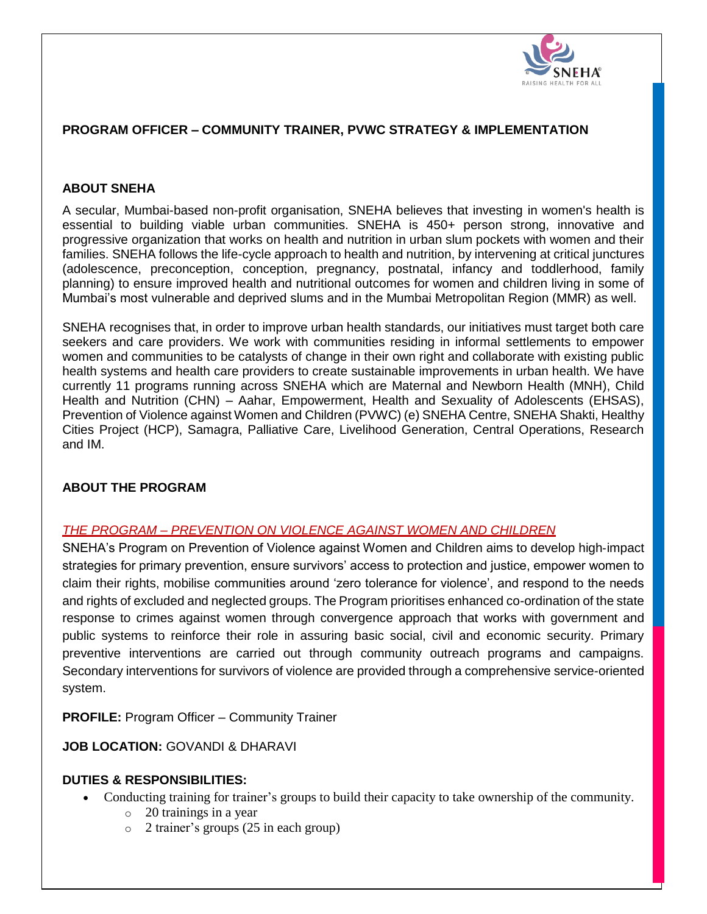## PROGRAM OFFICER – COMMUNITY TRAINER, PVWC STRATEGY & IMPLEMENTATION

### ABOUT SNEHA

A secular, Mumbai-based non-profit organisation, SNEHA believes that investing in women's health is essential to building viable urban communities. SNEHA is 450+ person strong, innovative and progressive organization that works on health and nutrition in urban slum pockets with women and their families. SNEHA follows the life-cycle approach to health and nutrition, by intervening at critical junctures (adolescence, preconception, conception, pregnancy, postnatal, infancy and toddlerhood, family planning) to ensure improved health and nutritional outcomes for women and children living in some of Mumbai's most vulnerable and deprived slums and in the Mumbai Metropolitan Region (MMR) as well.

SNEHA recognises that, in order to improve urban health standards, our initiatives must target both care seekers and care providers. We work with communities residing in informal settlements to empower women and communities to be catalysts of change in their own right and collaborate with existing public health systems and health care providers to create sustainable improvements in urban health. We have currently 11 programs running across SNEHA which are Maternal and Newborn Health (MNH), Child Health and Nutrition (CHN) – Aahar, Empowerment, Health and Sexuality of Adolescents (EHSAS), Prevention of Violence against Women and Children (PVWC) (e) SNEHA Centre, SNEHA Shakti, Healthy Cities Project (HCP), Samagra, Palliative Care, Livelihood Generation, Central Operations, Research and IM.

### ABOUT THE PROGRAM

*THE PROGRAM – PREVENTION ON VIOLENCE AGAINST WOMEN AND CHILDREN*

SNEHA's Program on Prevention of Violence against Women and Children aims to develop high-impact strategies for primary prevention, ensure survivors' access to protection and justice, empower women to claim their rights, mobilise communities around 'zero tolerance for violence', and respond to the needs and rights of excluded and neglected groups. The Program prioritises enhanced co-ordination of the state response to crimes against women through convergence approach that works with government and public systems to reinforce their role in assuring basic social, civil and economic security. Primary preventive interventions are carried out through community outreach programs and campaigns. Secondary interventions for survivors of violence are provided through a comprehensive service-oriented system.

**PROFILE:** Program Officer – Community Trainer

**JOB LOCATION:** GOVANDI & DHARAVI

**DUTIES & RESPONSIBILITIES:**

- Conducting training for trainer's groups to build their capacity to take ownership of the community.
  - 20 trainings in a year
  - 2 trainer's groups (25 in each group)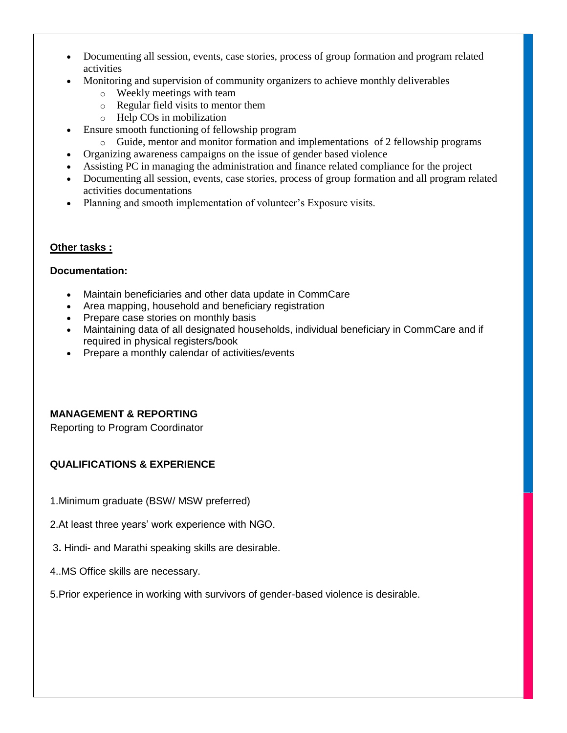- Documenting all session, events, case stories, process of group formation and program related activities
- Monitoring and supervision of community organizers to achieve monthly deliverables
  - Weekly meetings with team
  - Regular field visits to mentor them
  - Help COs in mobilization
- Ensure smooth functioning of fellowship program
  - Guide, mentor and monitor formation and implementations of 2 fellowship programs
- Organizing awareness campaigns on the issue of gender based violence
- Assisting PC in managing the administration and finance related compliance for the project
- Documenting all session, events, case stories, process of group formation and all program related activities documentations
- Planning and smooth implementation of volunteer's Exposure visits.

**Other tasks :**

**Documentation:**

- Maintain beneficiaries and other data update in CommCare
- Area mapping, household and beneficiary registration
- Prepare case stories on monthly basis
- Maintaining data of all designated households, individual beneficiary in CommCare and if required in physical registers/book
- Prepare a monthly calendar of activities/events

**MANAGEMENT & REPORTING**

Reporting to Program Coordinator

**QUALIFICATIONS & EXPERIENCE**

1.Minimum graduate (BSW/ MSW preferred)

2.At least three years' work experience with NGO.

3. Hindi- and Marathi speaking skills are desirable.

4..MS Office skills are necessary.

5.Prior experience in working with survivors of gender-based violence is desirable.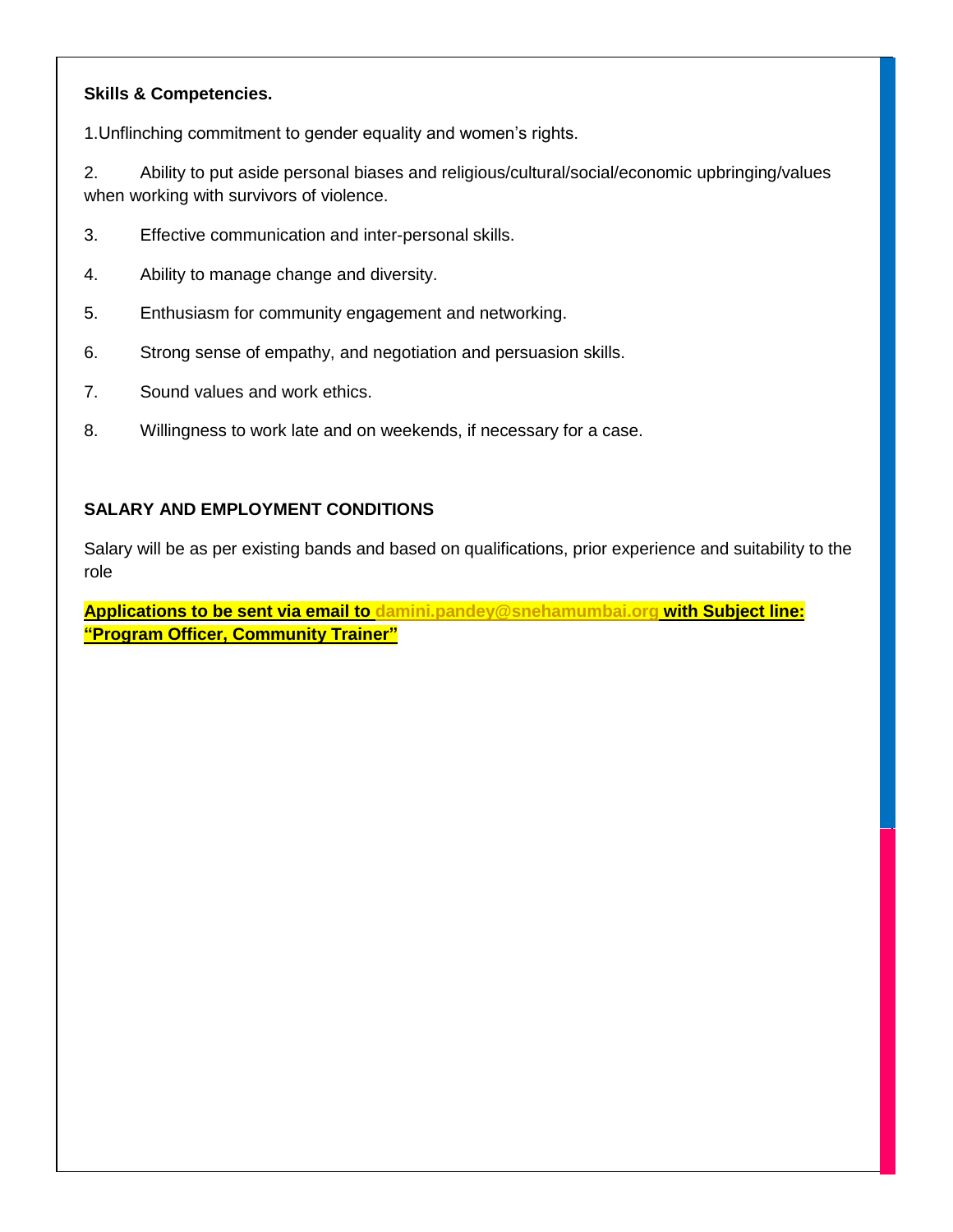**Skills & Competencies.**

1. Unflinching commitment to gender equality and women's rights.

2. Ability to put aside personal biases and religious/cultural/social/economic upbringing/values when working with survivors of violence.

3. Effective communication and inter-personal skills.

4. Ability to manage change and diversity.

5. Enthusiasm for community engagement and networking.

6. Strong sense of empathy, and negotiation and persuasion skills.

7. Sound values and work ethics.

8. Willingness to work late and on weekends, if necessary for a case.

**SALARY AND EMPLOYMENT CONDITIONS**

Salary will be as per existing bands and based on qualifications, prior experience and suitability to the role

**Applications to be sent via email to damini.pandey@snehamumbai.org with Subject line: "Program Officer, Community Trainer"**